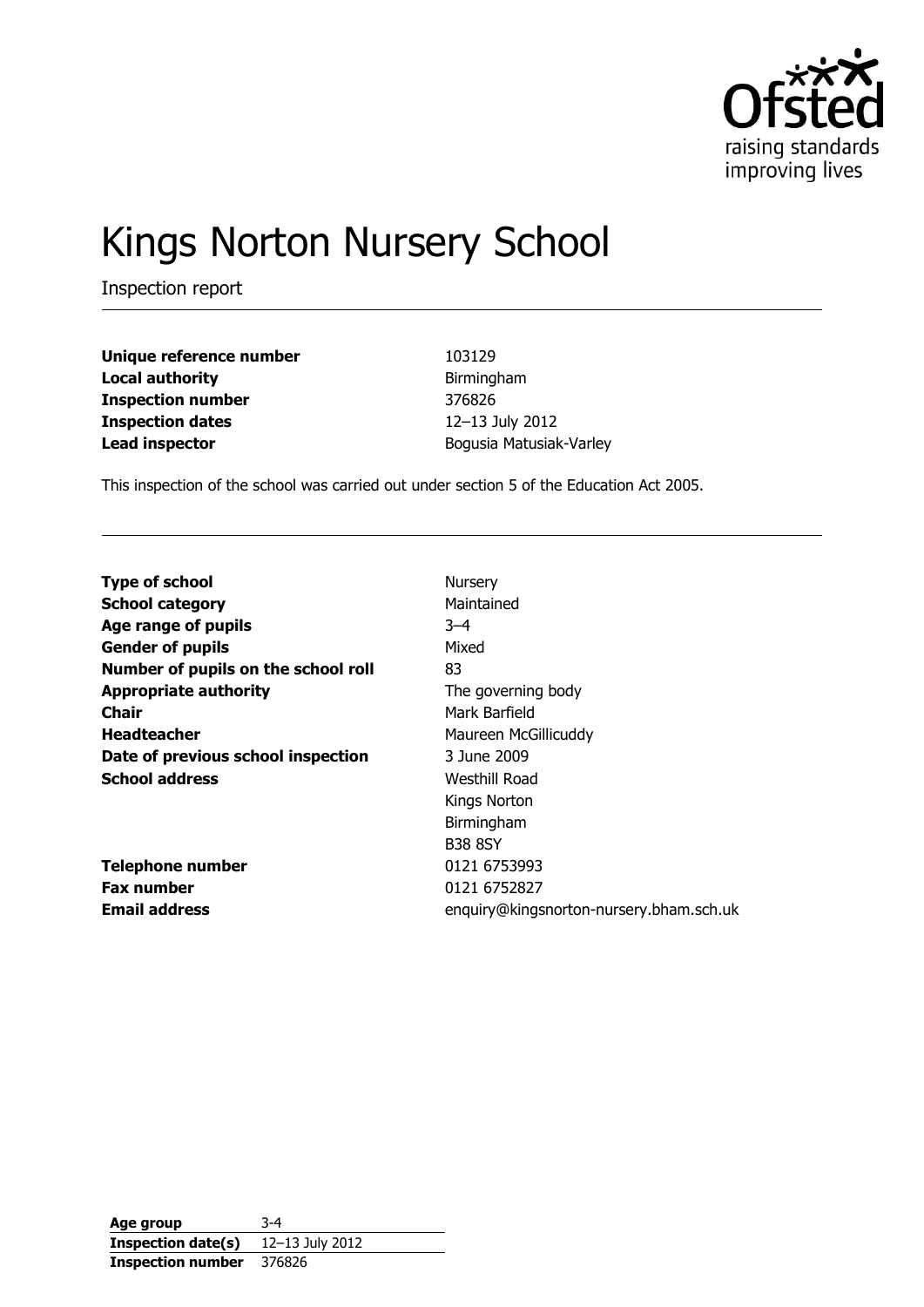Ofsted
raising standards
improving lives

# Kings Norton Nursery School

Inspection report

| | |
|---|---|
| **Unique reference number** | 103129 |
| **Local authority** | Birmingham |
| **Inspection number** | 376826 |
| **Inspection dates** | 12–13 July 2012 |
| **Lead inspector** | Bogusia Matusiak-Varley |

This inspection of the school was carried out under section 5 of the Education Act 2005.

| | |
|---|---|
| **Type of school** | Nursery |
| **School category** | Maintained |
| **Age range of pupils** | 3–4 |
| **Gender of pupils** | Mixed |
| **Number of pupils on the school roll** | 83 |
| **Appropriate authority** | The governing body |
| **Chair** | Mark Barfield |
| **Headteacher** | Maureen McGillicuddy |
| **Date of previous school inspection** | 3 June 2009 |
| **School address** | Westhill Road<br>Kings Norton<br>Birmingham<br>B38 8SY |
| **Telephone number** | 0121 6753993 |
| **Fax number** | 0121 6752827 |
| **Email address** | enquiry@kingsnorton-nursery.bham.sch.uk |

| | |
|---|---|
| **Age group** | 3-4 |
| **Inspection date(s)** | 12–13 July 2012 |
| **Inspection number** | 376826 |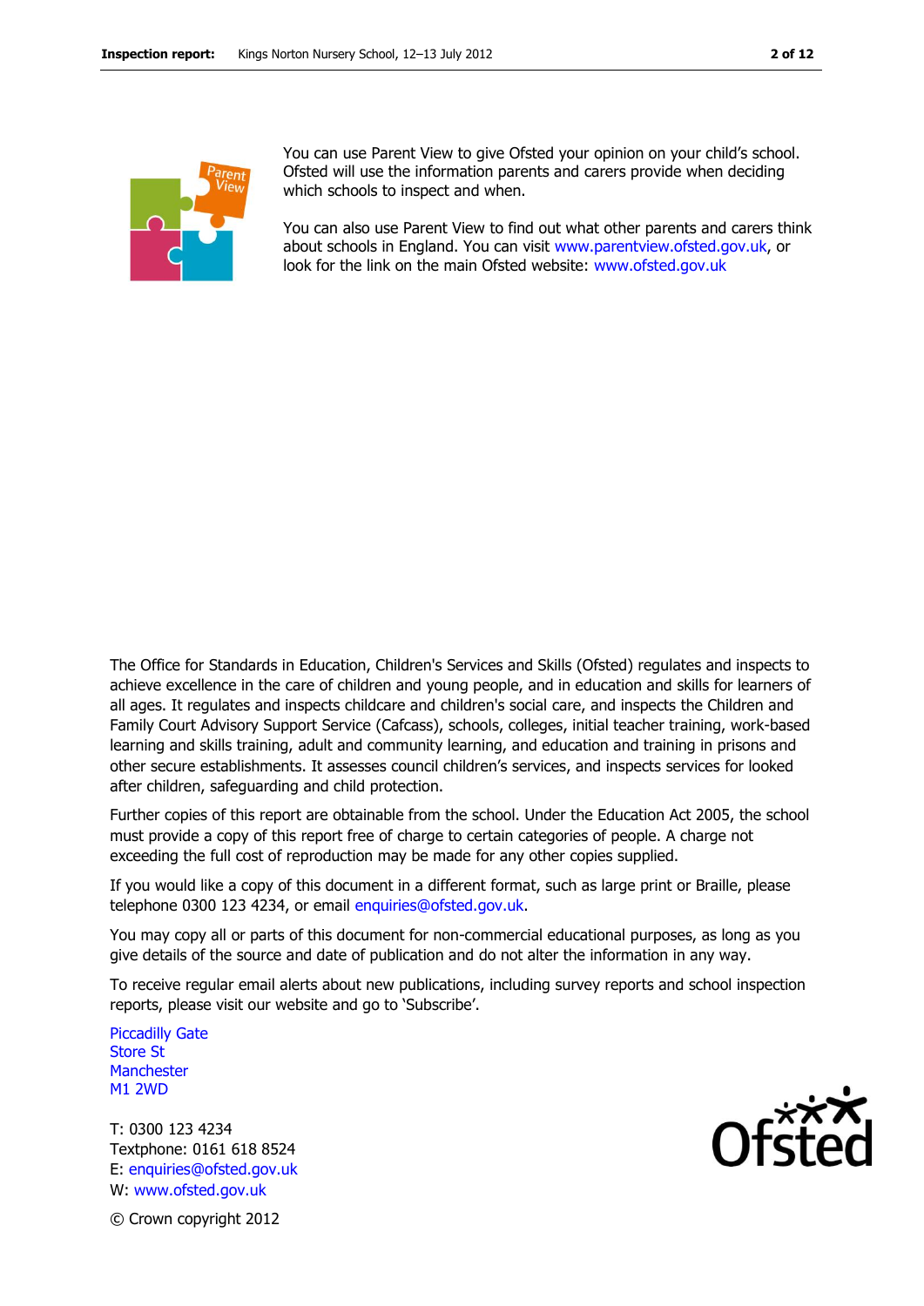You can use Parent View to give Ofsted your opinion on your child's school. Ofsted will use the information parents and carers provide when deciding which schools to inspect and when.

You can also use Parent View to find out what other parents and carers think about schools in England. You can visit www.parentview.ofsted.gov.uk, or look for the link on the main Ofsted website: www.ofsted.gov.uk

The Office for Standards in Education, Children's Services and Skills (Ofsted) regulates and inspects to achieve excellence in the care of children and young people, and in education and skills for learners of all ages. It regulates and inspects childcare and children's social care, and inspects the Children and Family Court Advisory Support Service (Cafcass), schools, colleges, initial teacher training, work-based learning and skills training, adult and community learning, and education and training in prisons and other secure establishments. It assesses council children's services, and inspects services for looked after children, safeguarding and child protection.

Further copies of this report are obtainable from the school. Under the Education Act 2005, the school must provide a copy of this report free of charge to certain categories of people. A charge not exceeding the full cost of reproduction may be made for any other copies supplied.

If you would like a copy of this document in a different format, such as large print or Braille, please telephone 0300 123 4234, or email enquiries@ofsted.gov.uk.

You may copy all or parts of this document for non-commercial educational purposes, as long as you give details of the source and date of publication and do not alter the information in any way.

To receive regular email alerts about new publications, including survey reports and school inspection reports, please visit our website and go to 'Subscribe'.

Piccadilly Gate
Store St
Manchester
M1 2WD

T: 0300 123 4234
Textphone: 0161 618 8524
E: enquiries@ofsted.gov.uk
W: www.ofsted.gov.uk

© Crown copyright 2012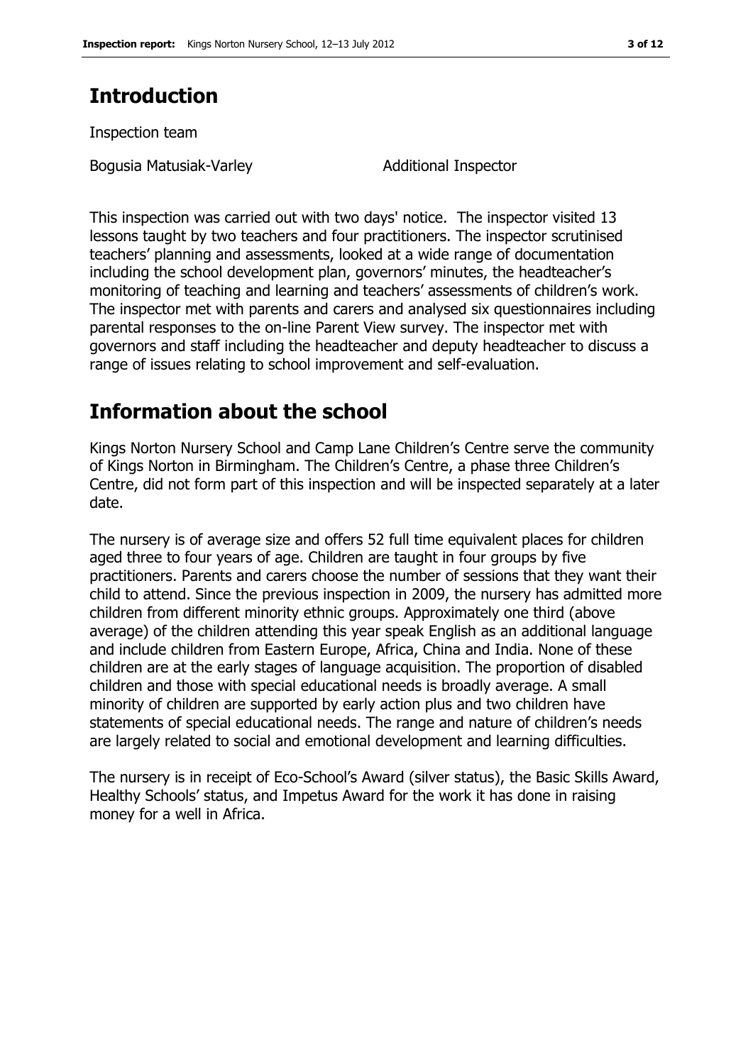# Introduction

Inspection team

Bogusia Matusiak-Varley Additional Inspector

This inspection was carried out with two days' notice. The inspector visited 13 lessons taught by two teachers and four practitioners. The inspector scrutinised teachers' planning and assessments, looked at a wide range of documentation including the school development plan, governors' minutes, the headteacher's monitoring of teaching and learning and teachers' assessments of children's work. The inspector met with parents and carers and analysed six questionnaires including parental responses to the on-line Parent View survey. The inspector met with governors and staff including the headteacher and deputy headteacher to discuss a range of issues relating to school improvement and self-evaluation.

# Information about the school

Kings Norton Nursery School and Camp Lane Children's Centre serve the community of Kings Norton in Birmingham. The Children's Centre, a phase three Children's Centre, did not form part of this inspection and will be inspected separately at a later date.

The nursery is of average size and offers 52 full time equivalent places for children aged three to four years of age. Children are taught in four groups by five practitioners. Parents and carers choose the number of sessions that they want their child to attend. Since the previous inspection in 2009, the nursery has admitted more children from different minority ethnic groups. Approximately one third (above average) of the children attending this year speak English as an additional language and include children from Eastern Europe, Africa, China and India. None of these children are at the early stages of language acquisition. The proportion of disabled children and those with special educational needs is broadly average. A small minority of children are supported by early action plus and two children have statements of special educational needs. The range and nature of children's needs are largely related to social and emotional development and learning difficulties.

The nursery is in receipt of Eco-School's Award (silver status), the Basic Skills Award, Healthy Schools' status, and Impetus Award for the work it has done in raising money for a well in Africa.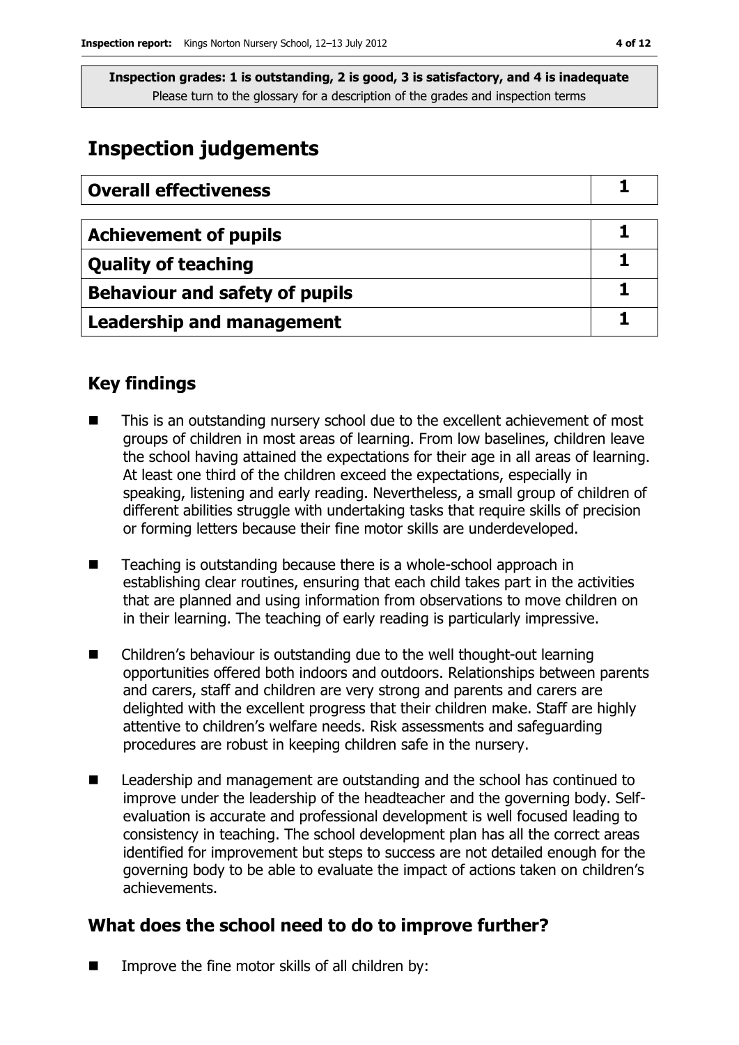**Inspection grades: 1 is outstanding, 2 is good, 3 is satisfactory, and 4 is inadequate**
Please turn to the glossary for a description of the grades and inspection terms

# Inspection judgements

| Overall effectiveness | 1 |
|---|---|

| Achievement of pupils | 1 |
|---|---|
| Quality of teaching | 1 |
| Behaviour and safety of pupils | 1 |
| Leadership and management | 1 |

## Key findings

- This is an outstanding nursery school due to the excellent achievement of most groups of children in most areas of learning. From low baselines, children leave the school having attained the expectations for their age in all areas of learning. At least one third of the children exceed the expectations, especially in speaking, listening and early reading. Nevertheless, a small group of children of different abilities struggle with undertaking tasks that require skills of precision or forming letters because their fine motor skills are underdeveloped.
- Teaching is outstanding because there is a whole-school approach in establishing clear routines, ensuring that each child takes part in the activities that are planned and using information from observations to move children on in their learning. The teaching of early reading is particularly impressive.
- Children's behaviour is outstanding due to the well thought-out learning opportunities offered both indoors and outdoors. Relationships between parents and carers, staff and children are very strong and parents and carers are delighted with the excellent progress that their children make. Staff are highly attentive to children's welfare needs. Risk assessments and safeguarding procedures are robust in keeping children safe in the nursery.
- Leadership and management are outstanding and the school has continued to improve under the leadership of the headteacher and the governing body. Self-evaluation is accurate and professional development is well focused leading to consistency in teaching. The school development plan has all the correct areas identified for improvement but steps to success are not detailed enough for the governing body to be able to evaluate the impact of actions taken on children's achievements.

## What does the school need to do to improve further?

- Improve the fine motor skills of all children by: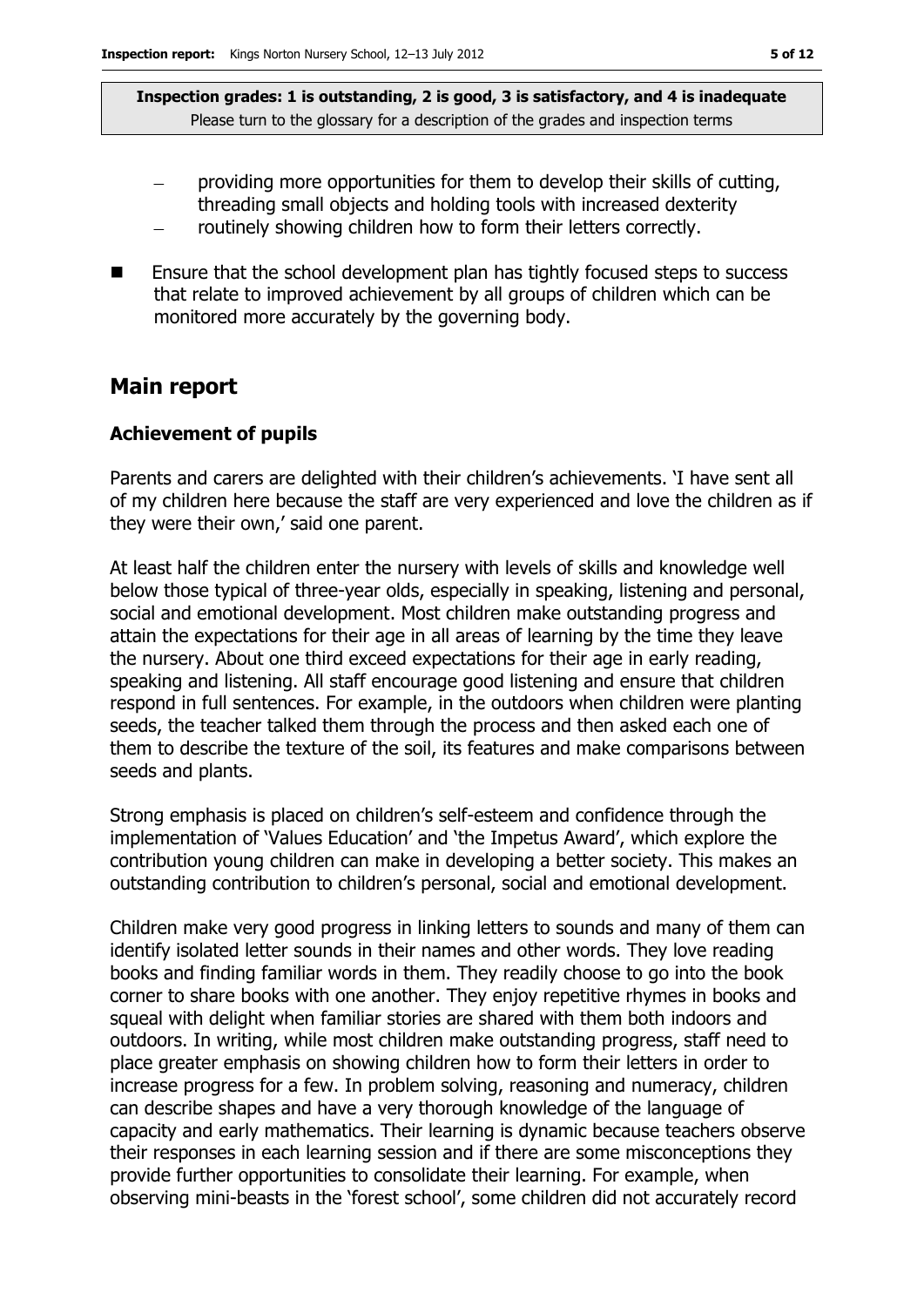- providing more opportunities for them to develop their skills of cutting, threading small objects and holding tools with increased dexterity
  - routinely showing children how to form their letters correctly.

- Ensure that the school development plan has tightly focused steps to success that relate to improved achievement by all groups of children which can be monitored more accurately by the governing body.

## Main report

### Achievement of pupils

Parents and carers are delighted with their children's achievements. 'I have sent all of my children here because the staff are very experienced and love the children as if they were their own,' said one parent.

At least half the children enter the nursery with levels of skills and knowledge well below those typical of three-year olds, especially in speaking, listening and personal, social and emotional development. Most children make outstanding progress and attain the expectations for their age in all areas of learning by the time they leave the nursery. About one third exceed expectations for their age in early reading, speaking and listening. All staff encourage good listening and ensure that children respond in full sentences. For example, in the outdoors when children were planting seeds, the teacher talked them through the process and then asked each one of them to describe the texture of the soil, its features and make comparisons between seeds and plants.

Strong emphasis is placed on children's self-esteem and confidence through the implementation of 'Values Education' and 'the Impetus Award', which explore the contribution young children can make in developing a better society. This makes an outstanding contribution to children's personal, social and emotional development.

Children make very good progress in linking letters to sounds and many of them can identify isolated letter sounds in their names and other words. They love reading books and finding familiar words in them. They readily choose to go into the book corner to share books with one another. They enjoy repetitive rhymes in books and squeal with delight when familiar stories are shared with them both indoors and outdoors. In writing, while most children make outstanding progress, staff need to place greater emphasis on showing children how to form their letters in order to increase progress for a few. In problem solving, reasoning and numeracy, children can describe shapes and have a very thorough knowledge of the language of capacity and early mathematics. Their learning is dynamic because teachers observe their responses in each learning session and if there are some misconceptions they provide further opportunities to consolidate their learning. For example, when observing mini-beasts in the 'forest school', some children did not accurately record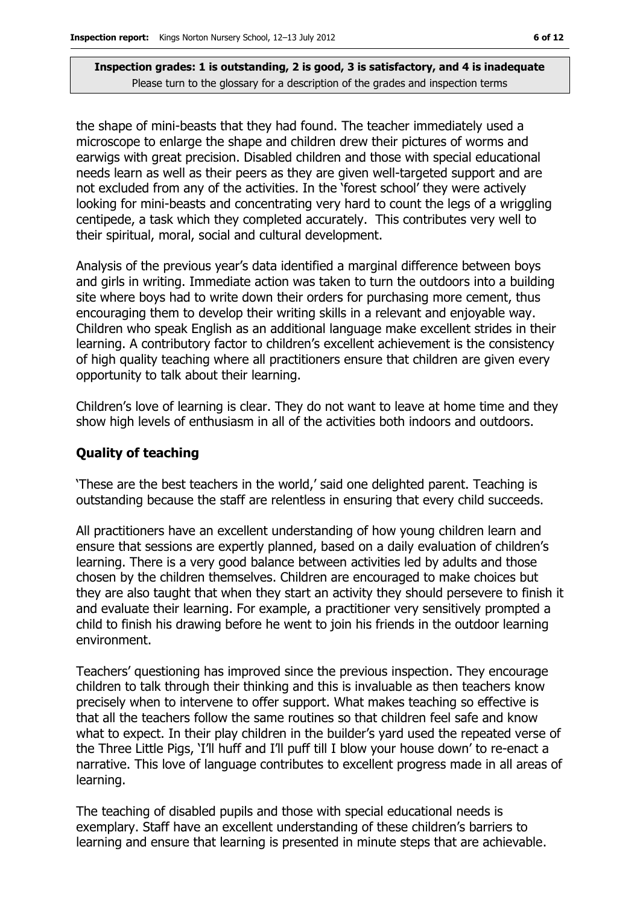**Inspection grades: 1 is outstanding, 2 is good, 3 is satisfactory, and 4 is inadequate**
Please turn to the glossary for a description of the grades and inspection terms

the shape of mini-beasts that they had found. The teacher immediately used a microscope to enlarge the shape and children drew their pictures of worms and earwigs with great precision. Disabled children and those with special educational needs learn as well as their peers as they are given well-targeted support and are not excluded from any of the activities. In the 'forest school' they were actively looking for mini-beasts and concentrating very hard to count the legs of a wriggling centipede, a task which they completed accurately. This contributes very well to their spiritual, moral, social and cultural development.

Analysis of the previous year's data identified a marginal difference between boys and girls in writing. Immediate action was taken to turn the outdoors into a building site where boys had to write down their orders for purchasing more cement, thus encouraging them to develop their writing skills in a relevant and enjoyable way. Children who speak English as an additional language make excellent strides in their learning. A contributory factor to children's excellent achievement is the consistency of high quality teaching where all practitioners ensure that children are given every opportunity to talk about their learning.

Children's love of learning is clear. They do not want to leave at home time and they show high levels of enthusiasm in all of the activities both indoors and outdoors.

## Quality of teaching

'These are the best teachers in the world,' said one delighted parent. Teaching is outstanding because the staff are relentless in ensuring that every child succeeds.

All practitioners have an excellent understanding of how young children learn and ensure that sessions are expertly planned, based on a daily evaluation of children's learning. There is a very good balance between activities led by adults and those chosen by the children themselves. Children are encouraged to make choices but they are also taught that when they start an activity they should persevere to finish it and evaluate their learning. For example, a practitioner very sensitively prompted a child to finish his drawing before he went to join his friends in the outdoor learning environment.

Teachers' questioning has improved since the previous inspection. They encourage children to talk through their thinking and this is invaluable as then teachers know precisely when to intervene to offer support. What makes teaching so effective is that all the teachers follow the same routines so that children feel safe and know what to expect. In their play children in the builder's yard used the repeated verse of the Three Little Pigs, 'I'll huff and I'll puff till I blow your house down' to re-enact a narrative. This love of language contributes to excellent progress made in all areas of learning.

The teaching of disabled pupils and those with special educational needs is exemplary. Staff have an excellent understanding of these children's barriers to learning and ensure that learning is presented in minute steps that are achievable.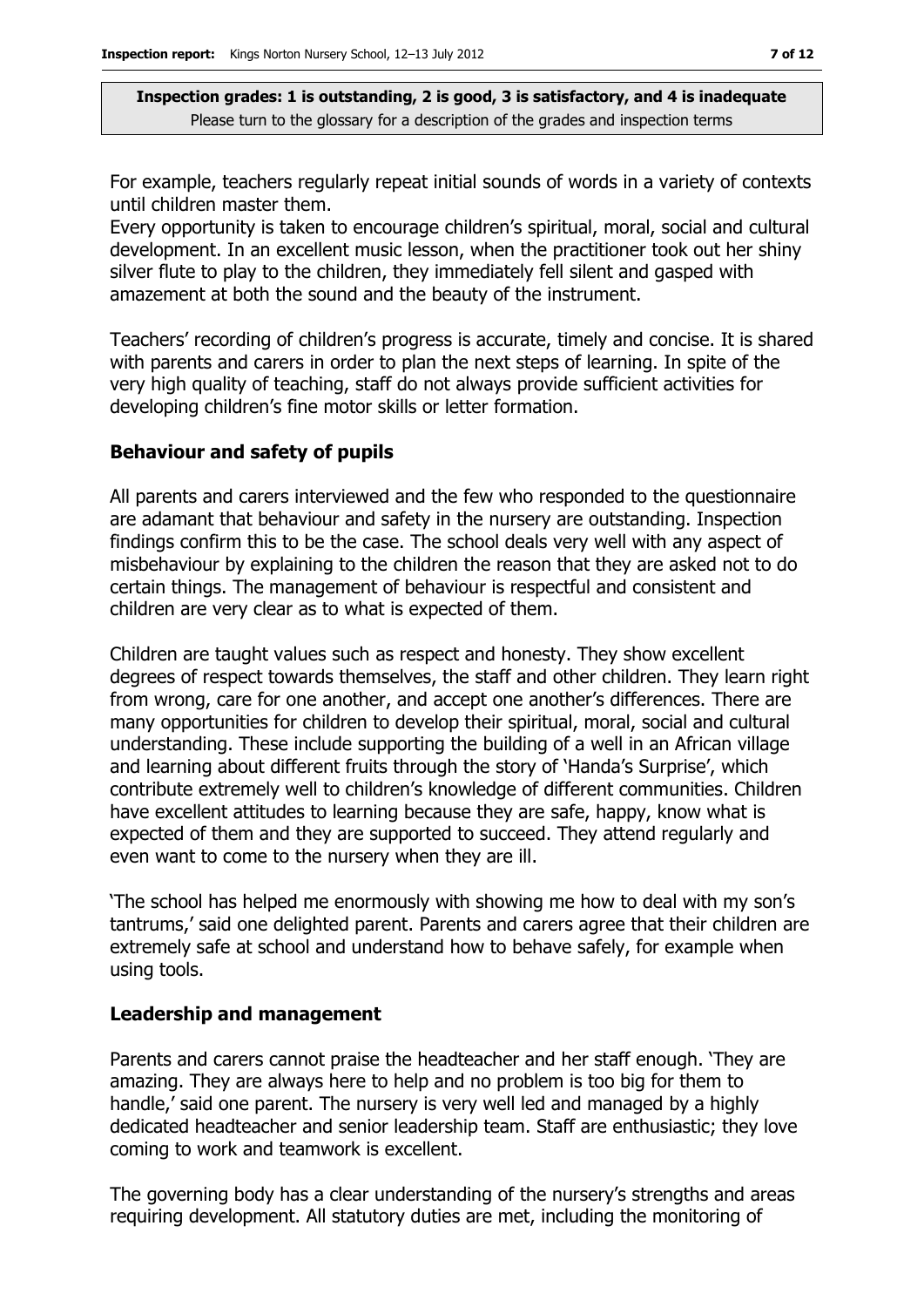**Inspection grades: 1 is outstanding, 2 is good, 3 is satisfactory, and 4 is inadequate**
Please turn to the glossary for a description of the grades and inspection terms

For example, teachers regularly repeat initial sounds of words in a variety of contexts until children master them.

Every opportunity is taken to encourage children's spiritual, moral, social and cultural development. In an excellent music lesson, when the practitioner took out her shiny silver flute to play to the children, they immediately fell silent and gasped with amazement at both the sound and the beauty of the instrument.

Teachers' recording of children's progress is accurate, timely and concise. It is shared with parents and carers in order to plan the next steps of learning. In spite of the very high quality of teaching, staff do not always provide sufficient activities for developing children's fine motor skills or letter formation.

### Behaviour and safety of pupils

All parents and carers interviewed and the few who responded to the questionnaire are adamant that behaviour and safety in the nursery are outstanding. Inspection findings confirm this to be the case. The school deals very well with any aspect of misbehaviour by explaining to the children the reason that they are asked not to do certain things. The management of behaviour is respectful and consistent and children are very clear as to what is expected of them.

Children are taught values such as respect and honesty. They show excellent degrees of respect towards themselves, the staff and other children. They learn right from wrong, care for one another, and accept one another's differences. There are many opportunities for children to develop their spiritual, moral, social and cultural understanding. These include supporting the building of a well in an African village and learning about different fruits through the story of 'Handa's Surprise', which contribute extremely well to children's knowledge of different communities. Children have excellent attitudes to learning because they are safe, happy, know what is expected of them and they are supported to succeed. They attend regularly and even want to come to the nursery when they are ill.

'The school has helped me enormously with showing me how to deal with my son's tantrums,' said one delighted parent. Parents and carers agree that their children are extremely safe at school and understand how to behave safely, for example when using tools.

### Leadership and management

Parents and carers cannot praise the headteacher and her staff enough. 'They are amazing. They are always here to help and no problem is too big for them to handle,' said one parent. The nursery is very well led and managed by a highly dedicated headteacher and senior leadership team. Staff are enthusiastic; they love coming to work and teamwork is excellent.

The governing body has a clear understanding of the nursery's strengths and areas requiring development. All statutory duties are met, including the monitoring of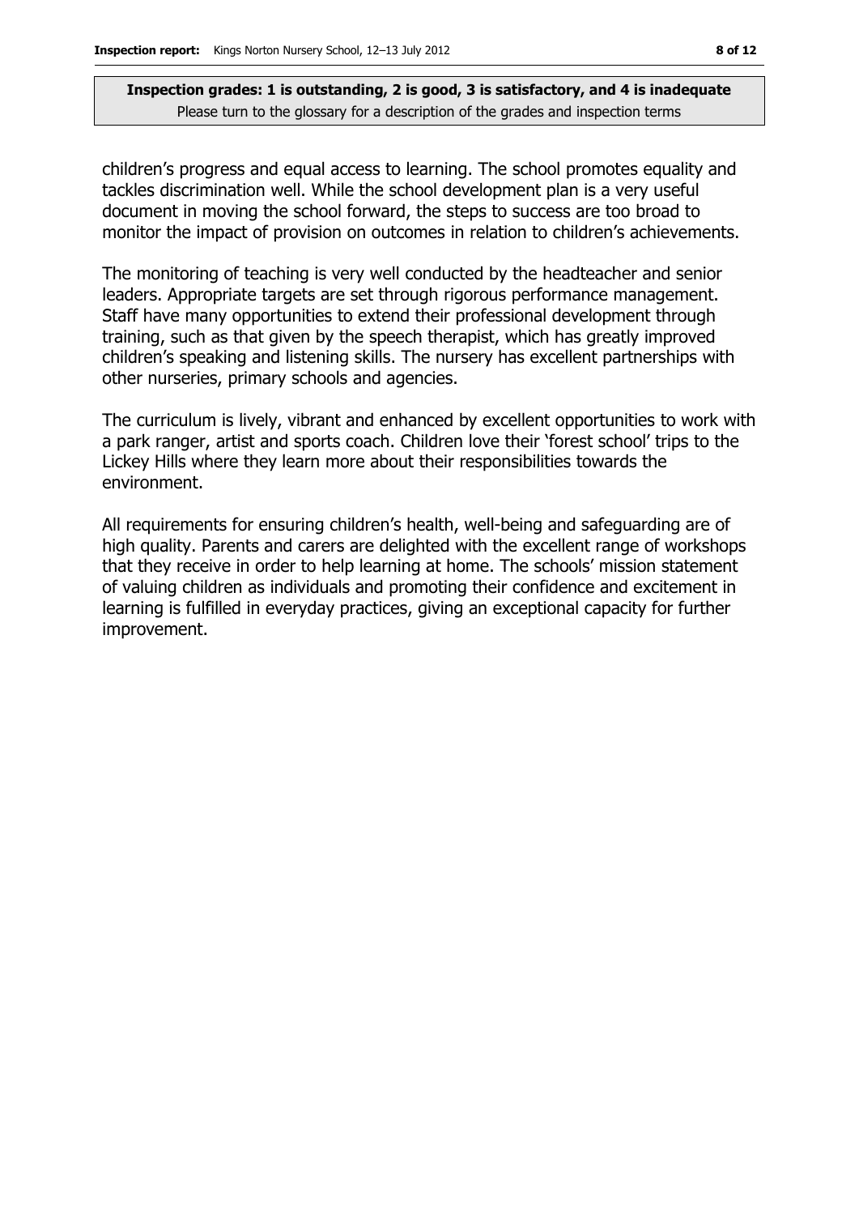**Inspection grades: 1 is outstanding, 2 is good, 3 is satisfactory, and 4 is inadequate**
Please turn to the glossary for a description of the grades and inspection terms

children's progress and equal access to learning. The school promotes equality and tackles discrimination well. While the school development plan is a very useful document in moving the school forward, the steps to success are too broad to monitor the impact of provision on outcomes in relation to children's achievements.

The monitoring of teaching is very well conducted by the headteacher and senior leaders. Appropriate targets are set through rigorous performance management. Staff have many opportunities to extend their professional development through training, such as that given by the speech therapist, which has greatly improved children's speaking and listening skills. The nursery has excellent partnerships with other nurseries, primary schools and agencies.

The curriculum is lively, vibrant and enhanced by excellent opportunities to work with a park ranger, artist and sports coach. Children love their 'forest school' trips to the Lickey Hills where they learn more about their responsibilities towards the environment.

All requirements for ensuring children's health, well-being and safeguarding are of high quality. Parents and carers are delighted with the excellent range of workshops that they receive in order to help learning at home. The schools' mission statement of valuing children as individuals and promoting their confidence and excitement in learning is fulfilled in everyday practices, giving an exceptional capacity for further improvement.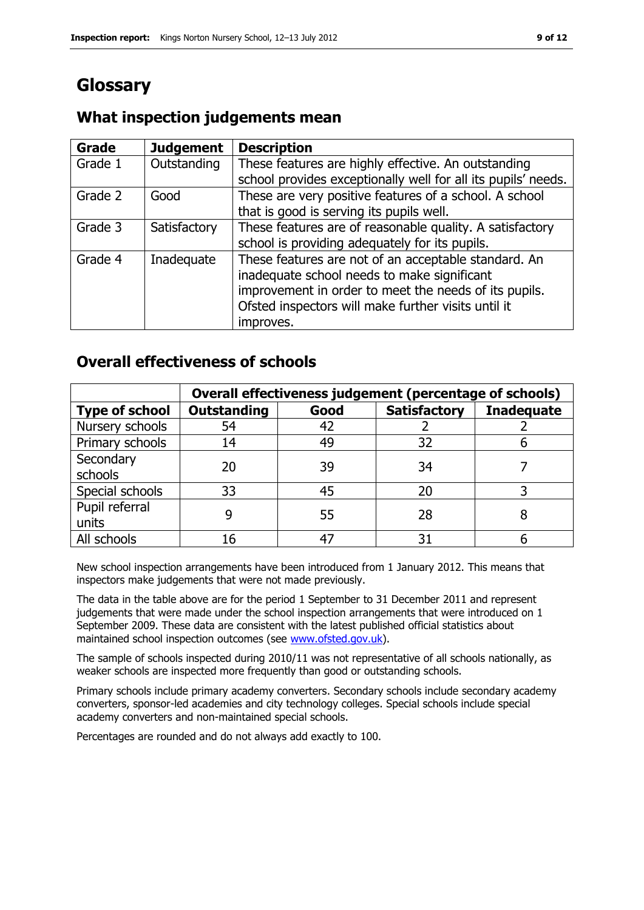# Glossary

## What inspection judgements mean

| Grade | Judgement | Description |
|---|---|---|
| Grade 1 | Outstanding | These features are highly effective. An outstanding school provides exceptionally well for all its pupils' needs. |
| Grade 2 | Good | These are very positive features of a school. A school that is good is serving its pupils well. |
| Grade 3 | Satisfactory | These features are of reasonable quality. A satisfactory school is providing adequately for its pupils. |
| Grade 4 | Inadequate | These features are not of an acceptable standard. An inadequate school needs to make significant improvement in order to meet the needs of its pupils. Ofsted inspectors will make further visits until it improves. |

## Overall effectiveness of schools

| | Overall effectiveness judgement (percentage of schools) | | | |
|---|---|---|---|---|
| **Type of school** | **Outstanding** | **Good** | **Satisfactory** | **Inadequate** |
| Nursery schools | 54 | 42 | 2 | 2 |
| Primary schools | 14 | 49 | 32 | 6 |
| Secondary schools | 20 | 39 | 34 | 7 |
| Special schools | 33 | 45 | 20 | 3 |
| Pupil referral units | 9 | 55 | 28 | 8 |
| All schools | 16 | 47 | 31 | 6 |

New school inspection arrangements have been introduced from 1 January 2012. This means that inspectors make judgements that were not made previously.

The data in the table above are for the period 1 September to 31 December 2011 and represent judgements that were made under the school inspection arrangements that were introduced on 1 September 2009. These data are consistent with the latest published official statistics about maintained school inspection outcomes (see www.ofsted.gov.uk).

The sample of schools inspected during 2010/11 was not representative of all schools nationally, as weaker schools are inspected more frequently than good or outstanding schools.

Primary schools include primary academy converters. Secondary schools include secondary academy converters, sponsor-led academies and city technology colleges. Special schools include special academy converters and non-maintained special schools.

Percentages are rounded and do not always add exactly to 100.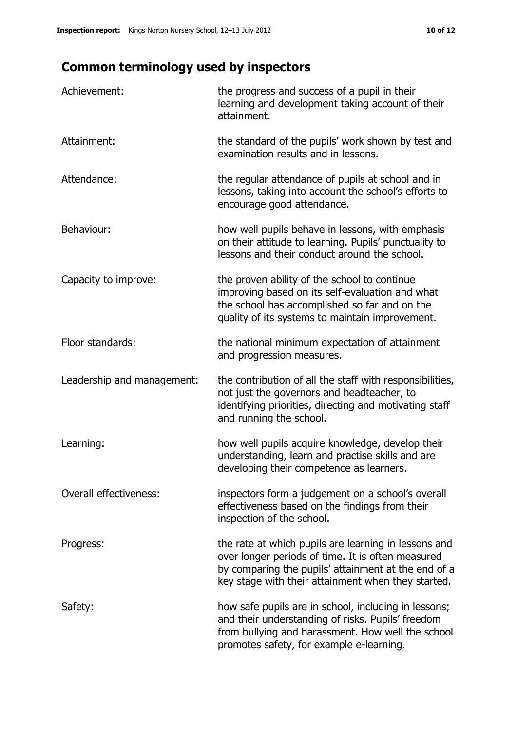## Common terminology used by inspectors

| | |
|---|---|
| Achievement: | the progress and success of a pupil in their learning and development taking account of their attainment. |
| Attainment: | the standard of the pupils' work shown by test and examination results and in lessons. |
| Attendance: | the regular attendance of pupils at school and in lessons, taking into account the school's efforts to encourage good attendance. |
| Behaviour: | how well pupils behave in lessons, with emphasis on their attitude to learning. Pupils' punctuality to lessons and their conduct around the school. |
| Capacity to improve: | the proven ability of the school to continue improving based on its self-evaluation and what the school has accomplished so far and on the quality of its systems to maintain improvement. |
| Floor standards: | the national minimum expectation of attainment and progression measures. |
| Leadership and management: | the contribution of all the staff with responsibilities, not just the governors and headteacher, to identifying priorities, directing and motivating staff and running the school. |
| Learning: | how well pupils acquire knowledge, develop their understanding, learn and practise skills and are developing their competence as learners. |
| Overall effectiveness: | inspectors form a judgement on a school's overall effectiveness based on the findings from their inspection of the school. |
| Progress: | the rate at which pupils are learning in lessons and over longer periods of time. It is often measured by comparing the pupils' attainment at the end of a key stage with their attainment when they started. |
| Safety: | how safe pupils are in school, including in lessons; and their understanding of risks. Pupils' freedom from bullying and harassment. How well the school promotes safety, for example e-learning. |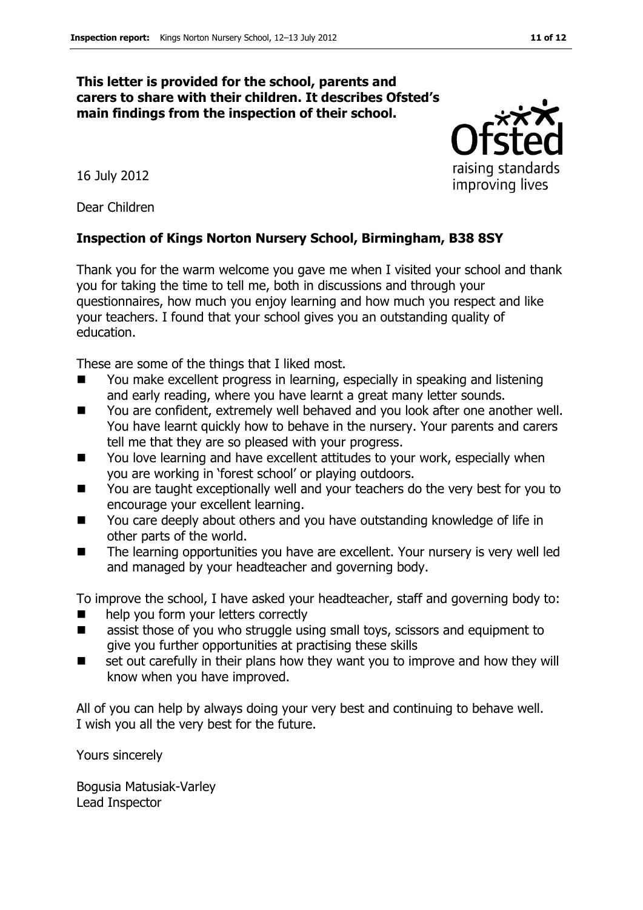**This letter is provided for the school, parents and carers to share with their children. It describes Ofsted's main findings from the inspection of their school.**

16 July 2012

Dear Children

**Inspection of Kings Norton Nursery School, Birmingham, B38 8SY**

Thank you for the warm welcome you gave me when I visited your school and thank you for taking the time to tell me, both in discussions and through your questionnaires, how much you enjoy learning and how much you respect and like your teachers. I found that your school gives you an outstanding quality of education.

These are some of the things that I liked most.

- You make excellent progress in learning, especially in speaking and listening and early reading, where you have learnt a great many letter sounds.
- You are confident, extremely well behaved and you look after one another well. You have learnt quickly how to behave in the nursery. Your parents and carers tell me that they are so pleased with your progress.
- You love learning and have excellent attitudes to your work, especially when you are working in 'forest school' or playing outdoors.
- You are taught exceptionally well and your teachers do the very best for you to encourage your excellent learning.
- You care deeply about others and you have outstanding knowledge of life in other parts of the world.
- The learning opportunities you have are excellent. Your nursery is very well led and managed by your headteacher and governing body.

To improve the school, I have asked your headteacher, staff and governing body to:

- help you form your letters correctly
- assist those of you who struggle using small toys, scissors and equipment to give you further opportunities at practising these skills
- set out carefully in their plans how they want you to improve and how they will know when you have improved.

All of you can help by always doing your very best and continuing to behave well. I wish you all the very best for the future.

Yours sincerely

Bogusia Matusiak-Varley
Lead Inspector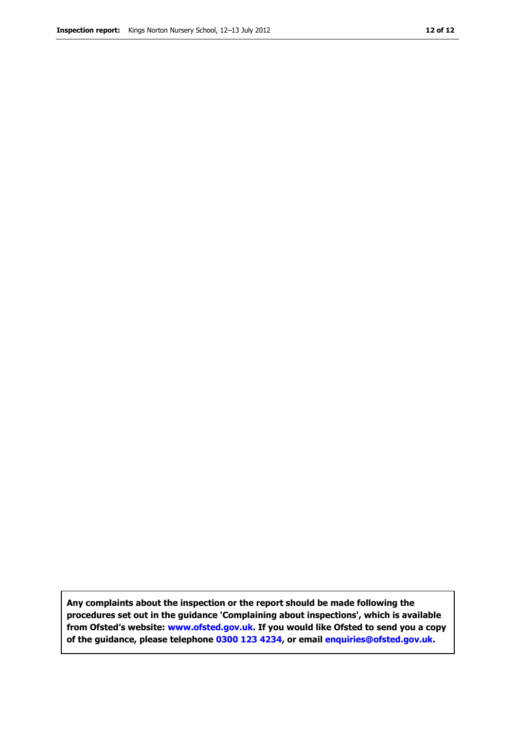**Any complaints about the inspection or the report should be made following the procedures set out in the guidance 'Complaining about inspections', which is available from Ofsted's website: www.ofsted.gov.uk. If you would like Ofsted to send you a copy of the guidance, please telephone 0300 123 4234, or email enquiries@ofsted.gov.uk.**